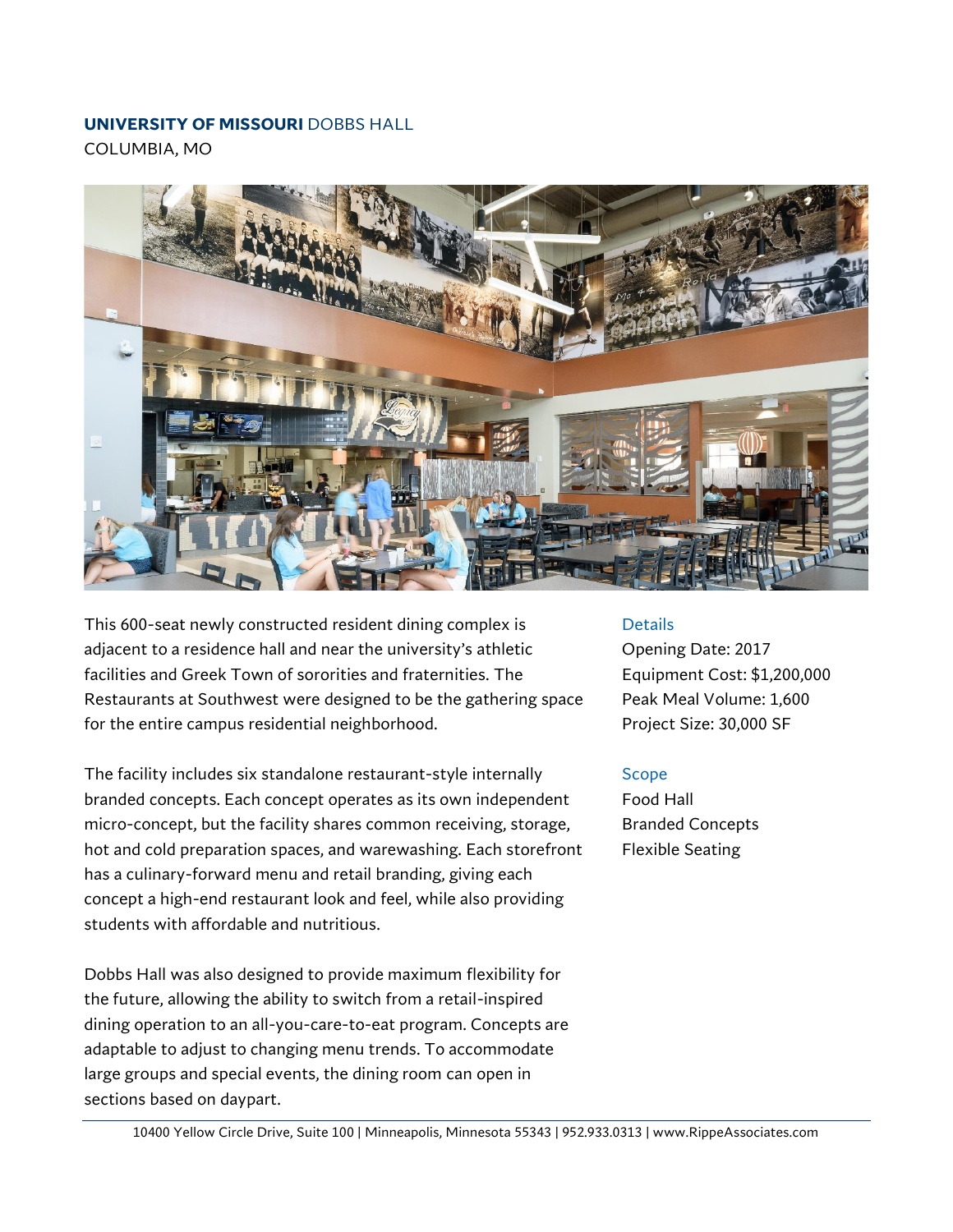**UNIVERSITY OF MISSOURI** DOBBS HALL

COLUMBIA, MO

This 600-seat newly constructed resident dining complex is adjacent to a residence hall and near the university's athletic facilities and Greek Town of sororities and fraternities. The Restaurants at Southwest were designed to be the gathering space for the entire campus residential neighborhood.

The facility includes six standalone restaurant-style internally branded concepts. Each concept operates as its own independent micro-concept, but the facility shares common receiving, storage, hot and cold preparation spaces, and warewashing. Each storefront has a culinary-forward menu and retail branding, giving each concept a high-end restaurant look and feel, while also providing students with affordable and nutritious.

Dobbs Hall was also designed to provide maximum flexibility for the future, allowing the ability to switch from a retail-inspired dining operation to an all-you-care-to-eat program. Concepts are adaptable to adjust to changing menu trends. To accommodate large groups and special events, the dining room can open in sections based on daypart.

### Details

Opening Date: 2017

Equipment Cost: $1,200,000

Peak Meal Volume: 1,600

Project Size: 30,000 SF

### Scope

Food Hall

Branded Concepts

Flexible Seating